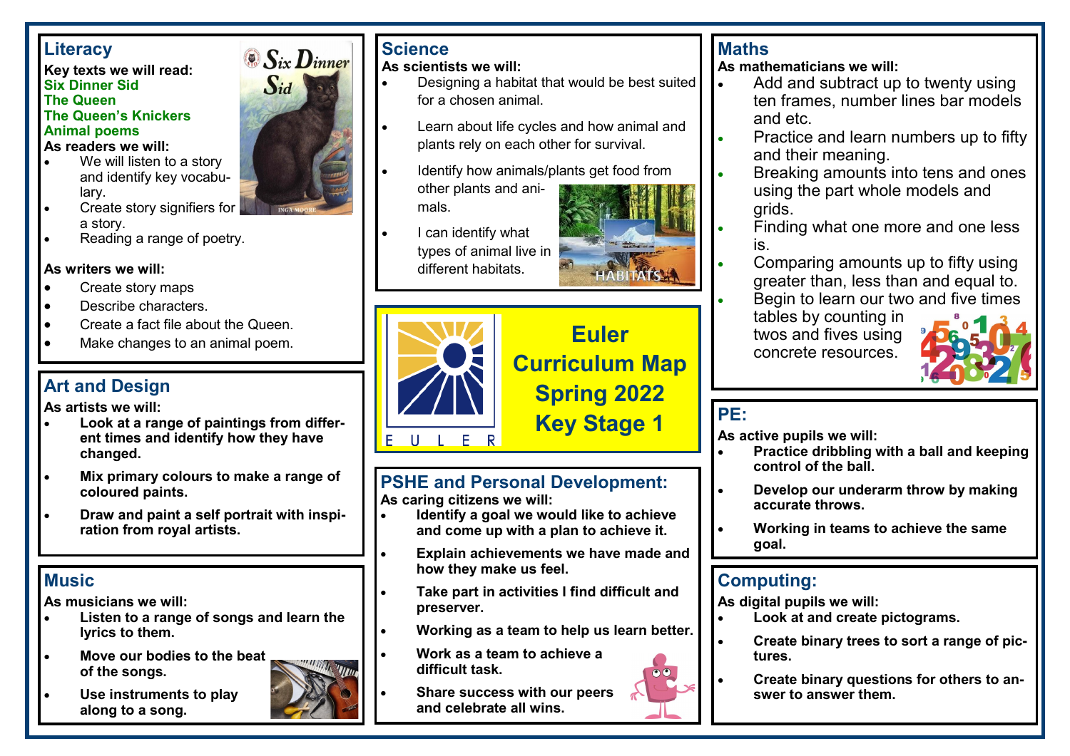# Euler Curriculum Map Spring 2022 Key Stage 1

## Literacy

**Key texts we will read:**

Six Dinner Sid
The Queen
The Queen's Knickers
Animal poems

**As readers we will:**

- We will listen to a story and identify key vocabulary.
- Create story signifiers for a story.
- Reading a range of poetry.

**As writers we will:**

- Create story maps
- Describe characters.
- Create a fact file about the Queen.
- Make changes to an animal poem.

## Art and Design

**As artists we will:**

- **Look at a range of paintings from different times and identify how they have changed.**
- **Mix primary colours to make a range of coloured paints.**
- **Draw and paint a self portrait with inspiration from royal artists.**

## Music

**As musicians we will:**

- **Listen to a range of songs and learn the lyrics to them.**
- **Move our bodies to the beat of the songs.**
- **Use instruments to play along to a song.**

## Science

**As scientists we will:**

- Designing a habitat that would be best suited for a chosen animal.
- Learn about life cycles and how animal and plants rely on each other for survival.
- Identify how animals/plants get food from other plants and animals.
- I can identify what types of animal live in different habitats.

## PSHE and Personal Development:

**As caring citizens we will:**

- **Identify a goal we would like to achieve and come up with a plan to achieve it.**
- **Explain achievements we have made and how they make us feel.**
- **Take part in activities I find difficult and preserver.**
- **Working as a team to help us learn better.**
- **Work as a team to achieve a difficult task.**
- **Share success with our peers and celebrate all wins.**

## Maths

**As mathematicians we will:**

- Add and subtract up to twenty using ten frames, number lines bar models and etc.
- Practice and learn numbers up to fifty and their meaning.
- Breaking amounts into tens and ones using the part whole models and grids.
- Finding what one more and one less is.
- Comparing amounts up to fifty using greater than, less than and equal to.
- Begin to learn our two and five times tables by counting in twos and fives using concrete resources.

## PE:

**As active pupils we will:**

- **Practice dribbling with a ball and keeping control of the ball.**
- **Develop our underarm throw by making accurate throws.**
- **Working in teams to achieve the same goal.**

## Computing:

**As digital pupils we will:**

- **Look at and create pictograms.**
- **Create binary trees to sort a range of pictures.**
- **Create binary questions for others to answer to answer them.**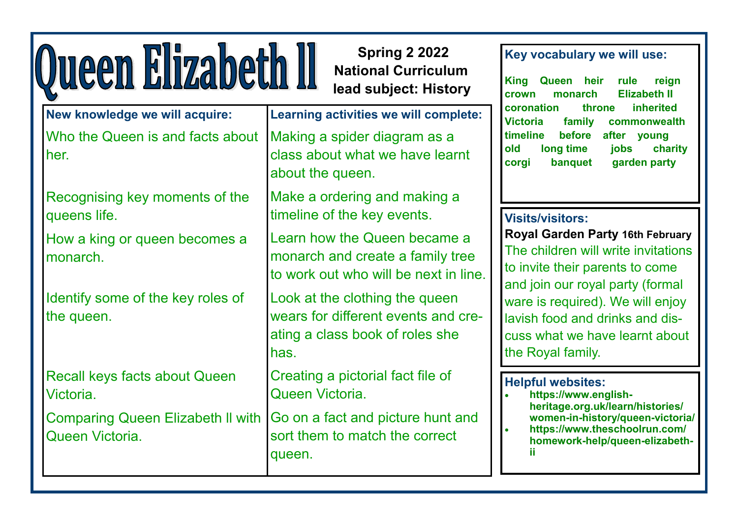# Queen Elizabeth ll

**Spring 2 2022**
**National Curriculum lead subject: History**

| New knowledge we will acquire: | Learning activities we will complete: |
|---|---|
| Who the Queen is and facts about her. | Making a spider diagram as a class about what we have learnt about the queen. |
| Recognising key moments of the queens life. | Make a ordering and making a timeline of the key events. |
| How a king or queen becomes a monarch. | Learn how the Queen became a monarch and create a family tree to work out who will be next in line. |
| Identify some of the key roles of the queen. | Look at the clothing the queen wears for different events and creating a class book of roles she has. |
| Recall keys facts about Queen Victoria. | Creating a pictorial fact file of Queen Victoria. |
| Comparing Queen Elizabeth ll with Queen Victoria. | Go on a fact and picture hunt and sort them to match the correct queen. |

## Key vocabulary we will use:

**King Queen heir rule reign crown monarch Elizabeth ll coronation throne inherited Victoria family commonwealth timeline before after young old long time jobs charity corgi banquet garden party**

## Visits/visitors:

**Royal Garden Party 16th February**

The children will write invitations to invite their parents to come and join our royal party (formal ware is required). We will enjoy lavish food and drinks and discuss what we have learnt about the Royal family.

## Helpful websites:

- **https://www.english-heritage.org.uk/learn/histories/women-in-history/queen-victoria/**
- **https://www.theschoolrun.com/homework-help/queen-elizabeth-ii**